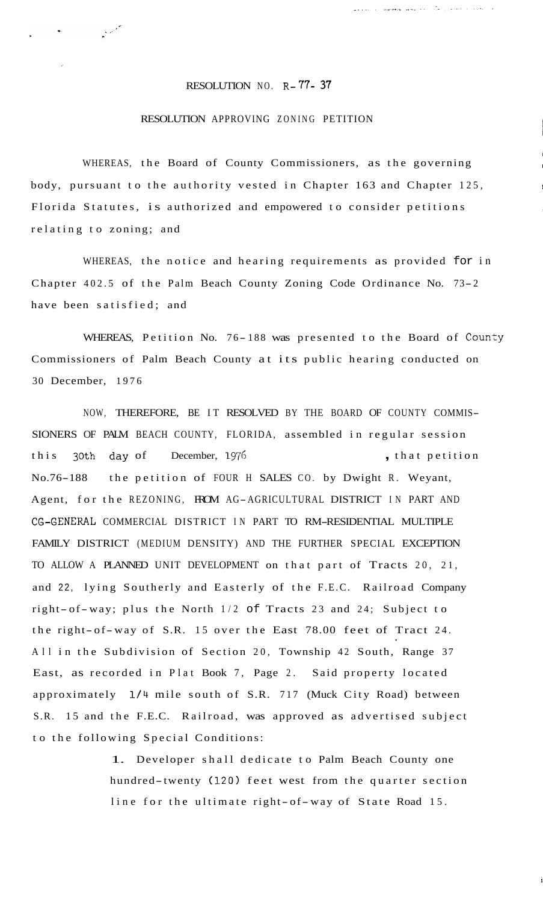# RESOLUTION NO. R-77-37

## RESOLUTION APPROVING ZONING PETITION

WHEREAS, the Board of County Commissioners, as the governing body, pursuant to the authority vested in Chapter 163 and Chapter 125, Florida Statutes, is authorized and empowered to consider petitions relating to zoning; and

WHEREAS, the notice and hearing requirements as provided for in Chapter 402.5 of the Palm Beach County Zoning Code Ordinance No. 73-2 have been satisfied; and

WHEREAS, Petition No. 76-188 was presented to the Board of County Commissioners of Palm Beach County at its public hearing conducted on 30 December, 1976

NOW, THEREFORE, BE IT RESOLVED BY THE BOARD OF COUNTY COMMISSIONERS OF PALM BEACH COUNTY, FLORIDA, assembled in regular session this 30th day of December, 1976, that petition No.76-188 the petition of FOUR H SALES CO. by Dwight R. Weyant, Agent, for the REZONING, FROM AG-AGRICULTURAL DISTRICT IN PART AND CG-GENERAL COMMERCIAL DISTRICT IN PART TO RM-RESIDENTIAL MULTIPLE FAMILY DISTRICT (MEDIUM DENSITY) AND THE FURTHER SPECIAL EXCEPTION TO ALLOW A PLANNED UNIT DEVELOPMENT on that part of Tracts 20, 21, and 22, lying Southerly and Easterly of the F.E.C. Railroad Company right-of-way; plus the North 1/2 of Tracts 23 and 24; Subject to the right-of-way of S.R. 15 over the East 78.00 feet of Tract 24. All in the Subdivision of Section 20, Township 42 South, Range 37 East, as recorded in Plat Book 7, Page 2. Said property located approximately 1/4 mile south of S.R. 717 (Muck City Road) between S.R. 15 and the F.E.C. Railroad, was approved as advertised subject to the following Special Conditions:

1. Developer shall dedicate to Palm Beach County one hundred-twenty (120) feet west from the quarter section line for the ultimate right-of-way of State Road 15.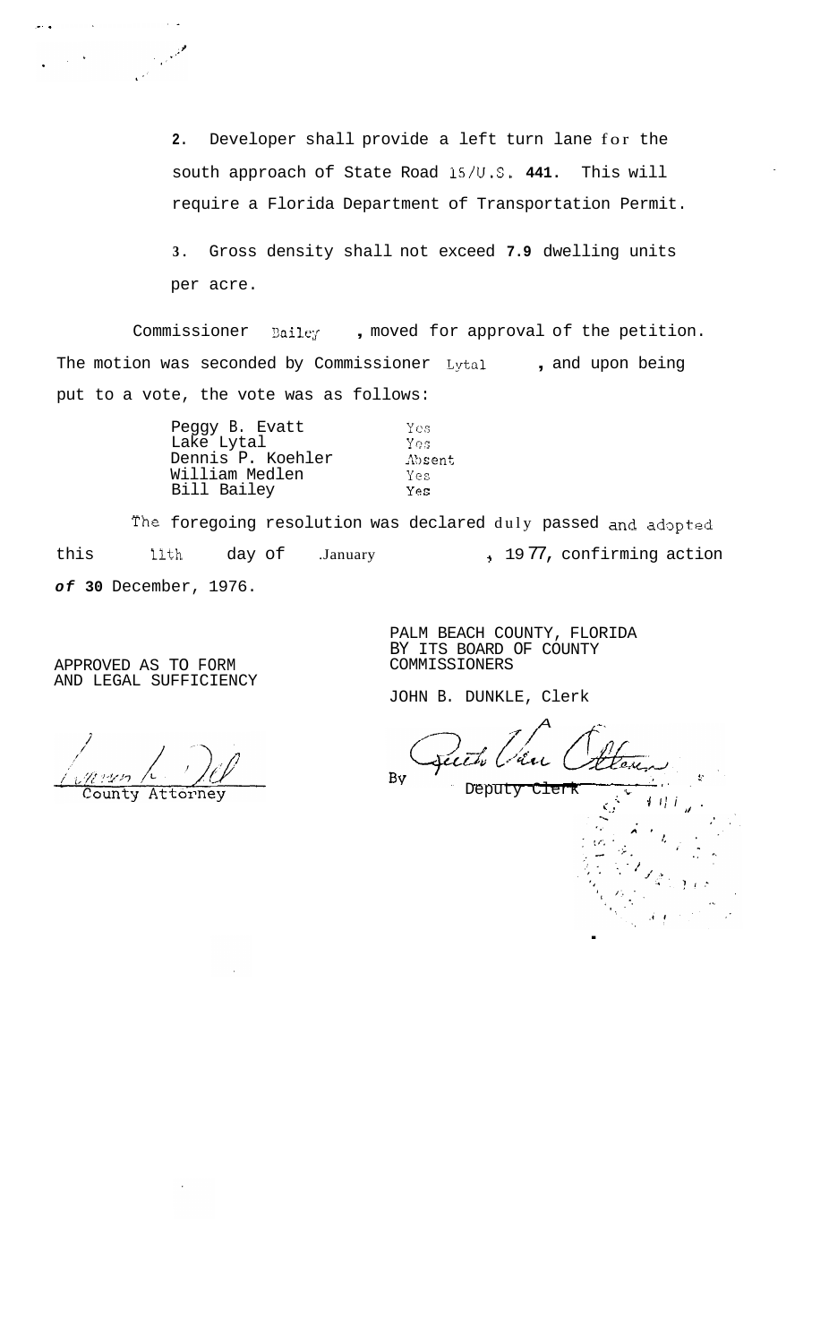2. Developer shall provide a left turn lane for the south approach of State Road 15/U.S. 441. This will require a Florida Department of Transportation Permit.

3. Gross density shall not exceed 7.9 dwelling units per acre.

Commissioner Bailey, moved for approval of the petition. The motion was seconded by Commissioner Lytal, and upon being put to a vote, the vote was as follows:

| | |
|---|---|
| Peggy B. Evatt | Yes |
| Lake Lytal | Yes |
| Dennis P. Koehler | Absent |
| William Medlen | Yes |
| Bill Bailey | Yes |

The foregoing resolution was declared duly passed and adopted this 11th day of January, 1977, confirming action of 30 December, 1976.

APPROVED AS TO FORM AND LEGAL SUFFICIENCY

County Attorney

PALM BEACH COUNTY, FLORIDA
BY ITS BOARD OF COUNTY COMMISSIONERS

JOHN B. DUNKLE, Clerk

By Deputy Clerk